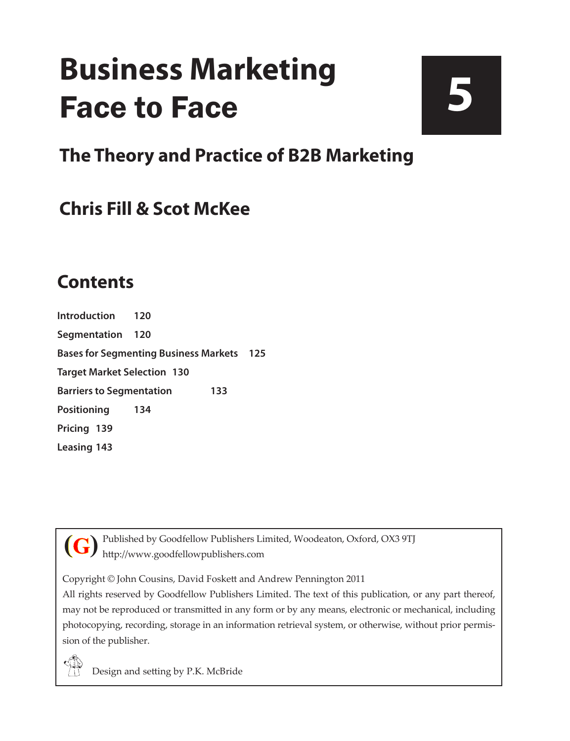# Business Marketing Face to Face

**5**

## The Theory and Practice of B2B Marketing

## Chris Fill & Scot McKee

## Contents

**Introduction** 120

**Segmentation** 120

**Bases for Segmenting Business Markets** 125

**Target Market Selection** 130

**Barriers to Segmentation** 133

**Positioning** 134

**Pricing** 139

**Leasing** 143

(G) Published by Goodfellow Publishers Limited, Woodeaton, Oxford, OX3 9TJ
http://www.goodfellowpublishers.com

Copyright © John Cousins, David Foskett and Andrew Pennington 2011

All rights reserved by Goodfellow Publishers Limited. The text of this publication, or any part thereof, may not be reproduced or transmitted in any form or by any means, electronic or mechanical, including photocopying, recording, storage in an information retrieval system, or otherwise, without prior permission of the publisher.

Design and setting by P.K. McBride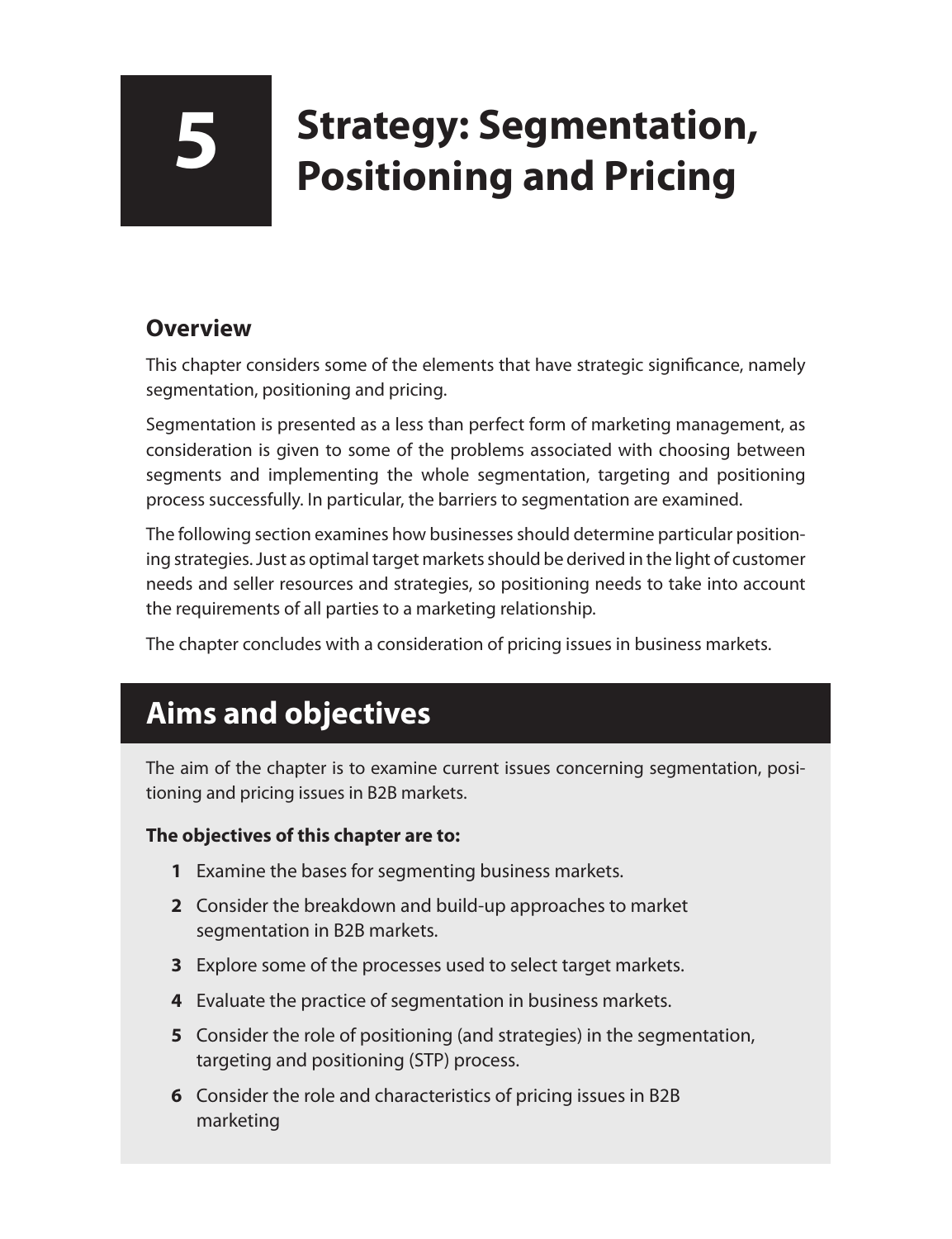# 5 Strategy: Segmentation, Positioning and Pricing

## Overview

This chapter considers some of the elements that have strategic significance, namely segmentation, positioning and pricing.

Segmentation is presented as a less than perfect form of marketing management, as consideration is given to some of the problems associated with choosing between segments and implementing the whole segmentation, targeting and positioning process successfully. In particular, the barriers to segmentation are examined.

The following section examines how businesses should determine particular positioning strategies. Just as optimal target markets should be derived in the light of customer needs and seller resources and strategies, so positioning needs to take into account the requirements of all parties to a marketing relationship.

The chapter concludes with a consideration of pricing issues in business markets.

## Aims and objectives

The aim of the chapter is to examine current issues concerning segmentation, positioning and pricing issues in B2B markets.

**The objectives of this chapter are to:**

1. Examine the bases for segmenting business markets.
2. Consider the breakdown and build-up approaches to market segmentation in B2B markets.
3. Explore some of the processes used to select target markets.
4. Evaluate the practice of segmentation in business markets.
5. Consider the role of positioning (and strategies) in the segmentation, targeting and positioning (STP) process.
6. Consider the role and characteristics of pricing issues in B2B marketing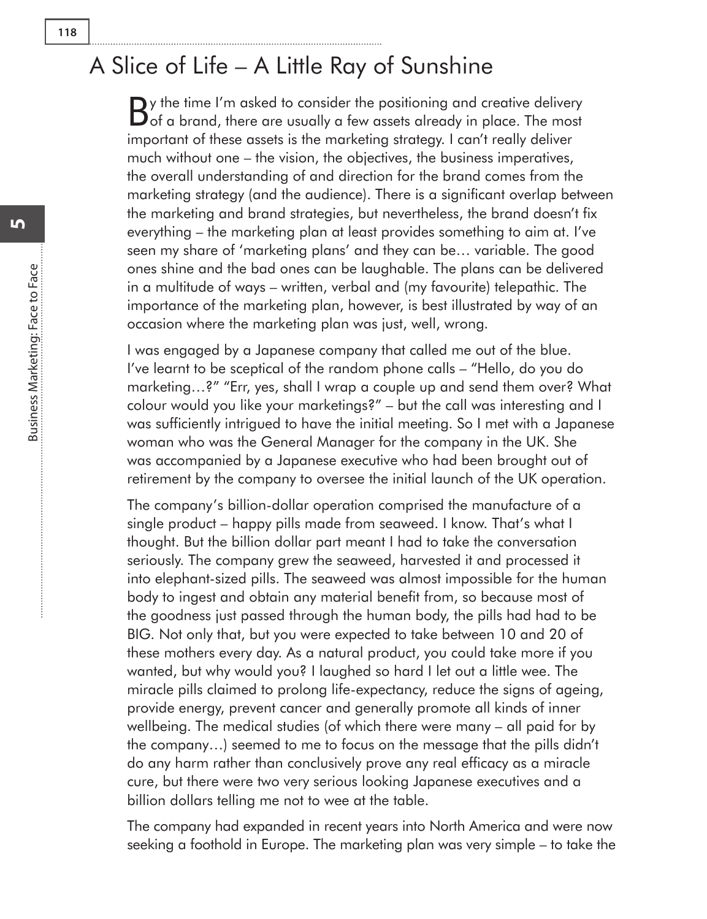# A Slice of Life – A Little Ray of Sunshine

By the time I'm asked to consider the positioning and creative delivery of a brand, there are usually a few assets already in place. The most important of these assets is the marketing strategy. I can't really deliver much without one – the vision, the objectives, the business imperatives, the overall understanding of and direction for the brand comes from the marketing strategy (and the audience). There is a significant overlap between the marketing and brand strategies, but nevertheless, the brand doesn't fix everything – the marketing plan at least provides something to aim at. I've seen my share of 'marketing plans' and they can be… variable. The good ones shine and the bad ones can be laughable. The plans can be delivered in a multitude of ways – written, verbal and (my favourite) telepathic. The importance of the marketing plan, however, is best illustrated by way of an occasion where the marketing plan was just, well, wrong.

I was engaged by a Japanese company that called me out of the blue. I've learnt to be sceptical of the random phone calls – "Hello, do you do marketing…?" "Err, yes, shall I wrap a couple up and send them over? What colour would you like your marketings?" – but the call was interesting and I was sufficiently intrigued to have the initial meeting. So I met with a Japanese woman who was the General Manager for the company in the UK. She was accompanied by a Japanese executive who had been brought out of retirement by the company to oversee the initial launch of the UK operation.

The company's billion-dollar operation comprised the manufacture of a single product – happy pills made from seaweed. I know. That's what I thought. But the billion dollar part meant I had to take the conversation seriously. The company grew the seaweed, harvested it and processed it into elephant-sized pills. The seaweed was almost impossible for the human body to ingest and obtain any material benefit from, so because most of the goodness just passed through the human body, the pills had had to be BIG. Not only that, but you were expected to take between 10 and 20 of these mothers every day. As a natural product, you could take more if you wanted, but why would you? I laughed so hard I let out a little wee. The miracle pills claimed to prolong life-expectancy, reduce the signs of ageing, provide energy, prevent cancer and generally promote all kinds of inner wellbeing. The medical studies (of which there were many – all paid for by the company…) seemed to me to focus on the message that the pills didn't do any harm rather than conclusively prove any real efficacy as a miracle cure, but there were two very serious looking Japanese executives and a billion dollars telling me not to wee at the table.

The company had expanded in recent years into North America and were now seeking a foothold in Europe. The marketing plan was very simple – to take the